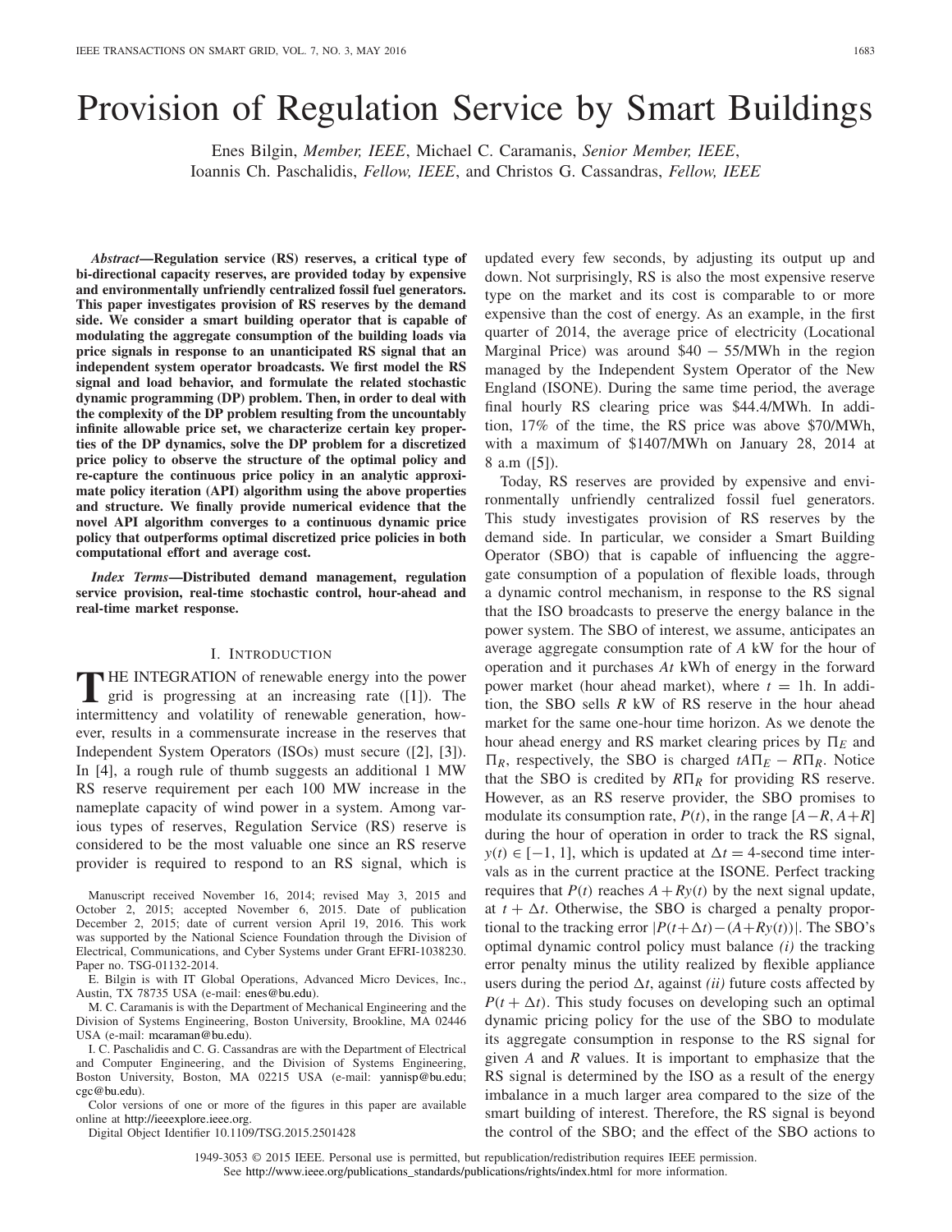# Provision of Regulation Service by Smart Buildings

Enes Bilgin, *Member, IEEE*, Michael C. Caramanis, *Senior Member, IEEE*, Ioannis Ch. Paschalidis, *Fellow, IEEE*, and Christos G. Cassandras, *Fellow, IEEE*

***Abstract*—Regulation service (RS) reserves, a critical type of bi-directional capacity reserves, are provided today by expensive and environmentally unfriendly centralized fossil fuel generators. This paper investigates provision of RS reserves by the demand side. We consider a smart building operator that is capable of modulating the aggregate consumption of the building loads via price signals in response to an unanticipated RS signal that an independent system operator broadcasts. We first model the RS signal and load behavior, and formulate the related stochastic dynamic programming (DP) problem. Then, in order to deal with the complexity of the DP problem resulting from the uncountably infinite allowable price set, we characterize certain key properties of the DP dynamics, solve the DP problem for a discretized price policy to observe the structure of the optimal policy and re-capture the continuous price policy in an analytic approximate policy iteration (API) algorithm using the above properties and structure. We finally provide numerical evidence that the novel API algorithm converges to a continuous dynamic price policy that outperforms optimal discretized price policies in both computational effort and average cost.**

***Index Terms*—Distributed demand management, regulation service provision, real-time stochastic control, hour-ahead and real-time market response.**

## I. Introduction

The integration of renewable energy into the power grid is progressing at an increasing rate ([1]). The intermittency and volatility of renewable generation, however, results in a commensurate increase in the reserves that Independent System Operators (ISOs) must secure ([2], [3]). In [4], a rough rule of thumb suggests an additional 1 MW RS reserve requirement per each 100 MW increase in the nameplate capacity of wind power in a system. Among various types of reserves, Regulation Service (RS) reserve is considered to be the most valuable one since an RS reserve provider is required to respond to an RS signal, which is updated every few seconds, by adjusting its output up and down. Not surprisingly, RS is also the most expensive reserve type on the market and its cost is comparable to or more expensive than the cost of energy. As an example, in the first quarter of 2014, the average price of electricity (Locational Marginal Price) was around \$40 − 55/MWh in the region managed by the Independent System Operator of the New England (ISONE). During the same time period, the average final hourly RS clearing price was \$44.4/MWh. In addition, 17% of the time, the RS price was above \$70/MWh, with a maximum of \$1407/MWh on January 28, 2014 at 8 a.m ([5]).

Today, RS reserves are provided by expensive and environmentally unfriendly centralized fossil fuel generators. This study investigates provision of RS reserves by the demand side. In particular, we consider a Smart Building Operator (SBO) that is capable of influencing the aggregate consumption of a population of flexible loads, through a dynamic control mechanism, in response to the RS signal that the ISO broadcasts to preserve the energy balance in the power system. The SBO of interest, we assume, anticipates an average aggregate consumption rate of $A$ kW for the hour of operation and it purchases $At$ kWh of energy in the forward power market (hour ahead market), where $t$ = 1h. In addition, the SBO sells $R$ kW of RS reserve in the hour ahead market for the same one-hour time horizon. As we denote the hour ahead energy and RS market clearing prices by $\Pi_E$ and $\Pi_R$, respectively, the SBO is charged $tA\Pi_E - R\Pi_R$. Notice that the SBO is credited by $R\Pi_R$ for providing RS reserve. However, as an RS reserve provider, the SBO promises to modulate its consumption rate, $P(t)$, in the range $[A-R, A+R]$ during the hour of operation in order to track the RS signal, $y(t) \in [-1, 1]$, which is updated at $\Delta t$ = 4-second time intervals as in the current practice at the ISONE. Perfect tracking requires that $P(t)$ reaches $A + Ry(t)$ by the next signal update, at $t + \Delta t$. Otherwise, the SBO is charged a penalty proportional to the tracking error $|P(t+\Delta t) - (A+Ry(t))|$. The SBO's optimal dynamic control policy must balance *(i)* the tracking error penalty minus the utility realized by flexible appliance users during the period $\Delta t$, against *(ii)* future costs affected by $P(t + \Delta t)$. This study focuses on developing such an optimal dynamic pricing policy for the use of the SBO to modulate its aggregate consumption in response to the RS signal for given $A$ and $R$ values. It is important to emphasize that the RS signal is determined by the ISO as a result of the energy imbalance in a much larger area compared to the size of the smart building of interest. Therefore, the RS signal is beyond the control of the SBO; and the effect of the SBO actions to

Manuscript received November 16, 2014; revised May 3, 2015 and October 2, 2015; accepted November 6, 2015. Date of publication December 2, 2015; date of current version April 19, 2016. This work was supported by the National Science Foundation through the Division of Electrical, Communications, and Cyber Systems under Grant EFRI-1038230. Paper no. TSG-01132-2014.

E. Bilgin is with IT Global Operations, Advanced Micro Devices, Inc., Austin, TX 78735 USA (e-mail: enes@bu.edu).

M. C. Caramanis is with the Department of Mechanical Engineering and the Division of Systems Engineering, Boston University, Brookline, MA 02446 USA (e-mail: mcaraman@bu.edu).

I. C. Paschalidis and C. G. Cassandras are with the Department of Electrical and Computer Engineering, and the Division of Systems Engineering, Boston University, Boston, MA 02215 USA (e-mail: yannisp@bu.edu; cgc@bu.edu).

Color versions of one or more of the figures in this paper are available online at http://ieeexplore.ieee.org.

Digital Object Identifier 10.1109/TSG.2015.2501428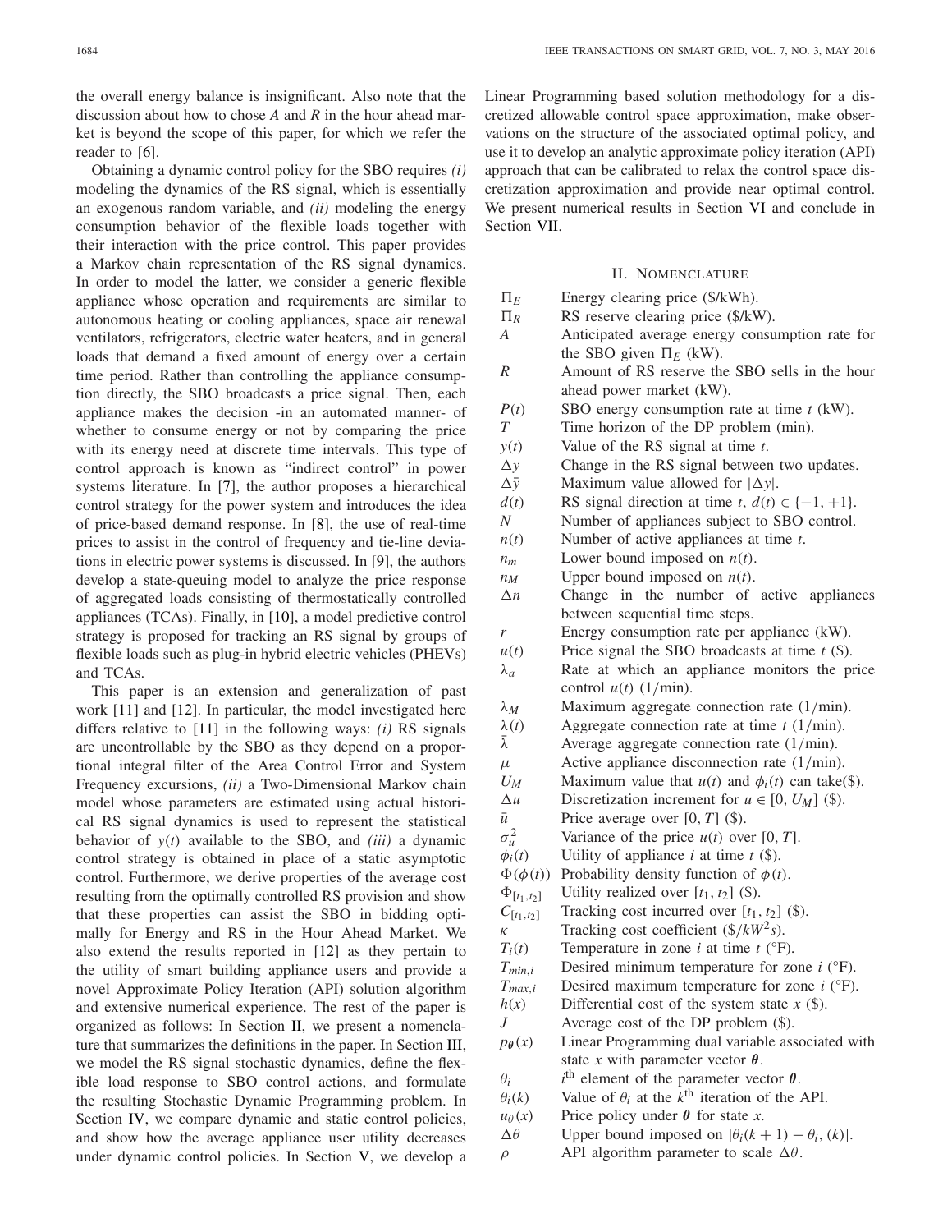the overall energy balance is insignificant. Also note that the discussion about how to chose $A$ and $R$ in the hour ahead market is beyond the scope of this paper, for which we refer the reader to [6].

Obtaining a dynamic control policy for the SBO requires *(i)* modeling the dynamics of the RS signal, which is essentially an exogenous random variable, and *(ii)* modeling the energy consumption behavior of the flexible loads together with their interaction with the price control. This paper provides a Markov chain representation of the RS signal dynamics. In order to model the latter, we consider a generic flexible appliance whose operation and requirements are similar to autonomous heating or cooling appliances, space air renewal ventilators, refrigerators, electric water heaters, and in general loads that demand a fixed amount of energy over a certain time period. Rather than controlling the appliance consumption directly, the SBO broadcasts a price signal. Then, each appliance makes the decision -in an automated manner- of whether to consume energy or not by comparing the price with its energy need at discrete time intervals. This type of control approach is known as "indirect control" in power systems literature. In [7], the author proposes a hierarchical control strategy for the power system and introduces the idea of price-based demand response. In [8], the use of real-time prices to assist in the control of frequency and tie-line deviations in electric power systems is discussed. In [9], the authors develop a state-queuing model to analyze the price response of aggregated loads consisting of thermostatically controlled appliances (TCAs). Finally, in [10], a model predictive control strategy is proposed for tracking an RS signal by groups of flexible loads such as plug-in hybrid electric vehicles (PHEVs) and TCAs.

This paper is an extension and generalization of past work [11] and [12]. In particular, the model investigated here differs relative to [11] in the following ways: *(i)* RS signals are uncontrollable by the SBO as they depend on a proportional integral filter of the Area Control Error and System Frequency excursions, *(ii)* a Two-Dimensional Markov chain model whose parameters are estimated using actual historical RS signal dynamics is used to represent the statistical behavior of $y(t)$ available to the SBO, and *(iii)* a dynamic control strategy is obtained in place of a static asymptotic control. Furthermore, we derive properties of the average cost resulting from the optimally controlled RS provision and show that these properties can assist the SBO in bidding optimally for Energy and RS in the Hour Ahead Market. We also extend the results reported in [12] as they pertain to the utility of smart building appliance users and provide a novel Approximate Policy Iteration (API) solution algorithm and extensive numerical experience. The rest of the paper is organized as follows: In Section II, we present a nomenclature that summarizes the definitions in the paper. In Section III, we model the RS signal stochastic dynamics, define the flexible load response to SBO control actions, and formulate the resulting Stochastic Dynamic Programming problem. In Section IV, we compare dynamic and static control policies, and show how the average appliance user utility decreases under dynamic control policies. In Section V, we develop a Linear Programming based solution methodology for a discretized allowable control space approximation, make observations on the structure of the associated optimal policy, and use it to develop an analytic approximate policy iteration (API) approach that can be calibrated to relax the control space discretization approximation and provide near optimal control. We present numerical results in Section VI and conclude in Section VII.

## II. Nomenclature

| | |
|---|---|
| $\Pi_E$ | Energy clearing price (\$/kWh). |
| $\Pi_R$ | RS reserve clearing price (\$/kW). |
| $A$ | Anticipated average energy consumption rate for the SBO given $\Pi_E$ (kW). |
| $R$ | Amount of RS reserve the SBO sells in the hour ahead power market (kW). |
| $P(t)$ | SBO energy consumption rate at time $t$ (kW). |
| $T$ | Time horizon of the DP problem (min). |
| $y(t)$ | Value of the RS signal at time $t$. |
| $\Delta y$ | Change in the RS signal between two updates. |
| $\Delta \bar{y}$ | Maximum value allowed for $\lvert\Delta y\rvert$. |
| $d(t)$ | RS signal direction at time $t$, $d(t) \in \{-1, +1\}$. |
| $N$ | Number of appliances subject to SBO control. |
| $n(t)$ | Number of active appliances at time $t$. |
| $n_m$ | Lower bound imposed on $n(t)$. |
| $n_M$ | Upper bound imposed on $n(t)$. |
| $\Delta n$ | Change in the number of active appliances between sequential time steps. |
| $r$ | Energy consumption rate per appliance (kW). |
| $u(t)$ | Price signal the SBO broadcasts at time $t$ (\$). |
| $\lambda_a$ | Rate at which an appliance monitors the price control $u(t)$ (1/min). |
| $\lambda_M$ | Maximum aggregate connection rate (1/min). |
| $\lambda(t)$ | Aggregate connection rate at time $t$ (1/min). |
| $\bar{\lambda}$ | Average aggregate connection rate (1/min). |
| $\mu$ | Active appliance disconnection rate (1/min). |
| $U_M$ | Maximum value that $u(t)$ and $\phi_i(t)$ can take(\$). |
| $\Delta u$ | Discretization increment for $u \in [0, U_M]$ (\$). |
| $\bar{u}$ | Price average over $[0, T]$ (\$). |
| $\sigma_u^2$ | Variance of the price $u(t)$ over $[0, T]$. |
| $\phi_i(t)$ | Utility of appliance $i$ at time $t$ (\$). |
| $\Phi(\phi(t))$ | Probability density function of $\phi(t)$. |
| $\Phi_{[t_1,t_2]}$ | Utility realized over $[t_1, t_2]$ (\$). |
| $C_{[t_1,t_2]}$ | Tracking cost incurred over $[t_1, t_2]$ (\$). |
| $\kappa$ | Tracking cost coefficient (\$/$kW^2s$). |
| $T_i(t)$ | Temperature in zone $i$ at time $t$ (°F). |
| $T_{min,i}$ | Desired minimum temperature for zone $i$ (°F). |
| $T_{max,i}$ | Desired maximum temperature for zone $i$ (°F). |
| $h(x)$ | Differential cost of the system state $x$ (\$). |
| $J$ | Average cost of the DP problem (\$). |
| $p_{\boldsymbol{\theta}}(x)$ | Linear Programming dual variable associated with state $x$ with parameter vector $\boldsymbol{\theta}$. |
| $\theta_i$ | $i^{\text{th}}$ element of the parameter vector $\boldsymbol{\theta}$. |
| $\theta_i(k)$ | Value of $\theta_i$ at the $k^{\text{th}}$ iteration of the API. |
| $u_\theta(x)$ | Price policy under $\boldsymbol{\theta}$ for state $x$. |
| $\Delta\theta$ | Upper bound imposed on $\lvert\theta_i(k + 1) - \theta_i, (k)\rvert$. |
| $\rho$ | API algorithm parameter to scale $\Delta\theta$. |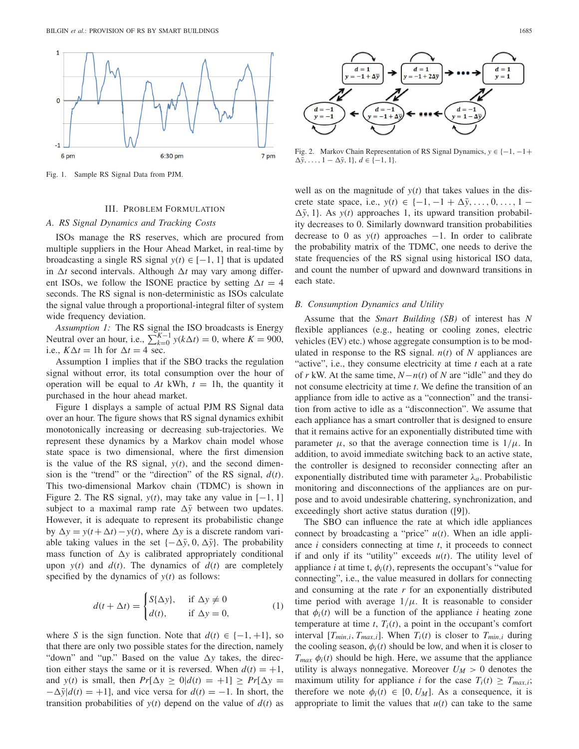Fig. 1. Sample RS Signal Data from PJM.

Fig. 2. Markov Chain Representation of RS Signal Dynamics, $y \in \{-1, -1+\Delta\bar{y}, \ldots, 1-\Delta\bar{y}, 1\}$, $d \in \{-1, 1\}$.

## III. Problem Formulation

### A. RS Signal Dynamics and Tracking Costs

ISOs manage the RS reserves, which are procured from multiple suppliers in the Hour Ahead Market, in real-time by broadcasting a single RS signal $y(t) \in [-1, 1]$ that is updated in $\Delta t$ second intervals. Although $\Delta t$ may vary among different ISOs, we follow the ISONE practice by setting $\Delta t = 4$ seconds. The RS signal is non-deterministic as ISOs calculate the signal value through a proportional-integral filter of system wide frequency deviation.

*Assumption 1:* The RS signal the ISO broadcasts is Energy Neutral over an hour, i.e., $\sum_{k=0}^{K-1} y(k\Delta t) = 0$, where $K = 900$, i.e., $K\Delta t = 1$h for $\Delta t = 4$ sec.

Assumption 1 implies that if the SBO tracks the regulation signal without error, its total consumption over the hour of operation will be equal to $At$ kWh, $t = 1$h, the quantity it purchased in the hour ahead market.

Figure 1 displays a sample of actual PJM RS Signal data over an hour. The figure shows that RS signal dynamics exhibit monotonically increasing or decreasing sub-trajectories. We represent these dynamics by a Markov chain model whose state space is two dimensional, where the first dimension is the value of the RS signal, $y(t)$, and the second dimension is the "trend" or the "direction" of the RS signal, $d(t)$. This two-dimensional Markov chain (TDMC) is shown in Figure 2. The RS signal, $y(t)$, may take any value in $[-1, 1]$ subject to a maximal ramp rate $\Delta\bar{y}$ between two updates. However, it is adequate to represent its probabilistic change by $\Delta y = y(t + \Delta t) - y(t)$, where $\Delta y$ is a discrete random variable taking values in the set $\{-\Delta\bar{y}, 0, \Delta\bar{y}\}$. The probability mass function of $\Delta y$ is calibrated appropriately conditional upon $y(t)$ and $d(t)$. The dynamics of $d(t)$ are completely specified by the dynamics of $y(t)$ as follows:

$$d(t + \Delta t) = \begin{cases} S\{\Delta y\}, & \text{if } \Delta y \neq 0 \\ d(t), & \text{if } \Delta y = 0, \end{cases} \tag{1}$$

where $S$ is the sign function. Note that $d(t) \in \{-1, +1\}$, so that there are only two possible states for the direction, namely "down" and "up." Based on the value $\Delta y$ takes, the direction either stays the same or it is reversed. When $d(t) = +1$, and $y(t)$ is small, then $Pr[\Delta y \geq 0 | d(t) = +1] \geq Pr[\Delta y = -\Delta\bar{y} | d(t) = +1]$, and vice versa for $d(t) = -1$. In short, the transition probabilities of $y(t)$ depend on the value of $d(t)$ as well as on the magnitude of $y(t)$ that takes values in the discrete state space, i.e., $y(t) \in \{-1, -1 + \Delta\bar{y}, \ldots, 0, \ldots, 1 - \Delta\bar{y}, 1\}$. As $y(t)$ approaches 1, its upward transition probability decreases to 0. Similarly downward transition probabilities decrease to 0 as $y(t)$ approaches $-1$. In order to calibrate the probability matrix of the TDMC, one needs to derive the state frequencies of the RS signal using historical ISO data, and count the number of upward and downward transitions in each state.

### B. Consumption Dynamics and Utility

Assume that the *Smart Building (SB)* of interest has $N$ flexible appliances (e.g., heating or cooling zones, electric vehicles (EV) etc.) whose aggregate consumption is to be modulated in response to the RS signal. $n(t)$ of $N$ appliances are "active", i.e., they consume electricity at time $t$ each at a rate of $r$ kW. At the same time, $N - n(t)$ of $N$ are "idle" and they do not consume electricity at time $t$. We define the transition of an appliance from idle to active as a "connection" and the transition from active to idle as a "disconnection". We assume that each appliance has a smart controller that is designed to ensure that it remains active for an exponentially distributed time with parameter $\mu$, so that the average connection time is $1/\mu$. In addition, to avoid immediate switching back to an active state, the controller is designed to reconsider connecting after an exponentially distributed time with parameter $\lambda_a$. Probabilistic monitoring and disconnections of the appliances are on purpose and to avoid undesirable chattering, synchronization, and exceedingly short active status duration ([9]).

The SBO can influence the rate at which idle appliances connect by broadcasting a "price" $u(t)$. When an idle appliance $i$ considers connecting at time $t$, it proceeds to connect if and only if its "utility" exceeds $u(t)$. The utility level of appliance $i$ at time t, $\phi_i(t)$, represents the occupant's "value for connecting", i.e., the value measured in dollars for connecting and consuming at the rate $r$ for an exponentially distributed time period with average $1/\mu$. It is reasonable to consider that $\phi_i(t)$ will be a function of the appliance $i$ heating zone temperature at time $t$, $T_i(t)$, a point in the occupant's comfort interval $[T_{min,i}, T_{max,i}]$. When $T_i(t)$ is closer to $T_{min,i}$ during the cooling season, $\phi_i(t)$ should be low, and when it is closer to $T_{max}$ $\phi_i(t)$ should be high. Here, we assume that the appliance utility is always nonnegative. Moreover $U_M > 0$ denotes the maximum utility for appliance $i$ for the case $T_i(t) \geq T_{max,i}$; therefore we note $\phi_i(t) \in [0, U_M]$. As a consequence, it is appropriate to limit the values that $u(t)$ can take to the same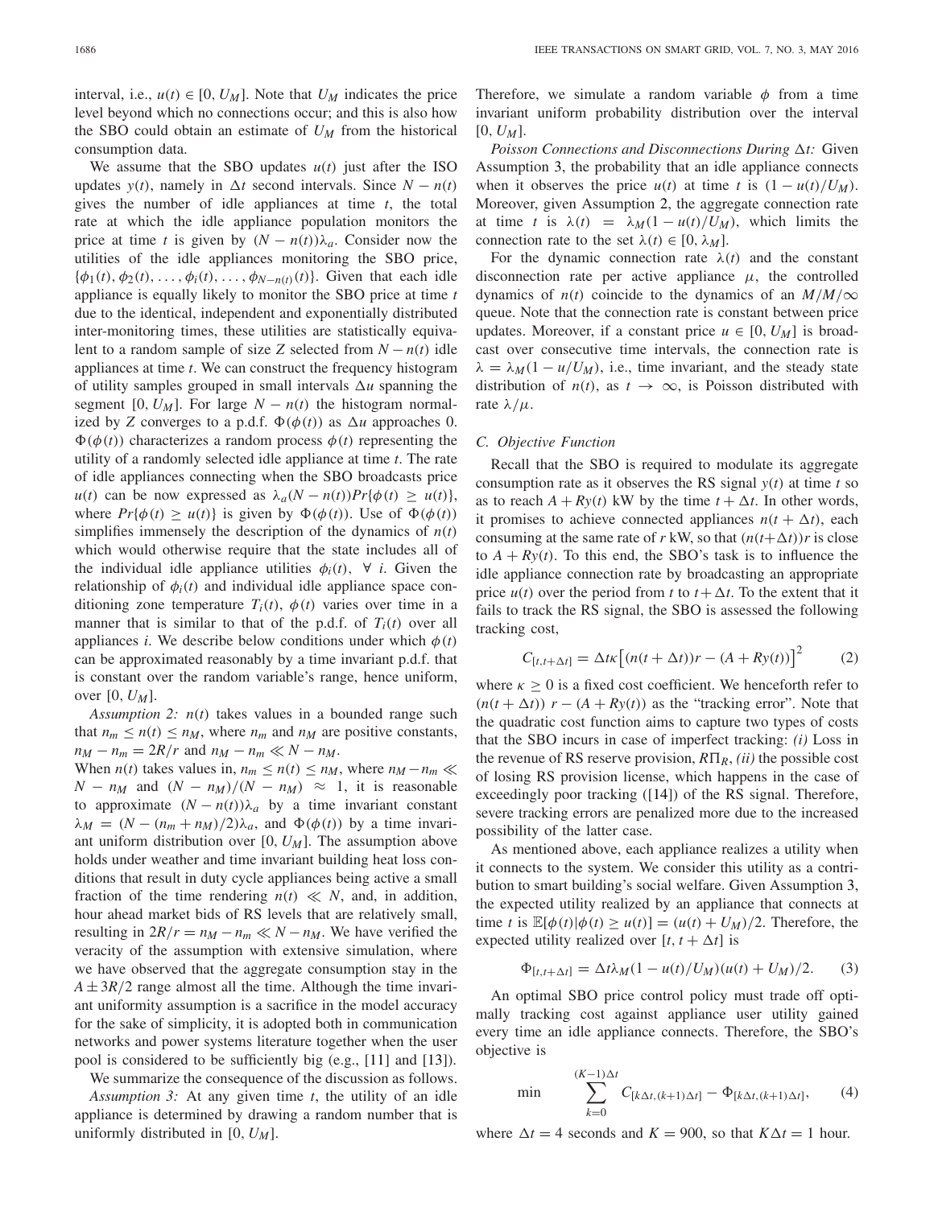interval, i.e., $u(t) \in [0, U_M]$. Note that $U_M$ indicates the price level beyond which no connections occur; and this is also how the SBO could obtain an estimate of $U_M$ from the historical consumption data.

We assume that the SBO updates $u(t)$ just after the ISO updates $y(t)$, namely in $\Delta t$ second intervals. Since $N - n(t)$ gives the number of idle appliances at time $t$, the total rate at which the idle appliance population monitors the price at time $t$ is given by $(N - n(t))\lambda_a$. Consider now the utilities of the idle appliances monitoring the SBO price, $\{\phi_1(t), \phi_2(t), \ldots, \phi_i(t), \ldots, \phi_{N-n(t)}(t)\}$. Given that each idle appliance is equally likely to monitor the SBO price at time $t$ due to the identical, independent and exponentially distributed inter-monitoring times, these utilities are statistically equivalent to a random sample of size $Z$ selected from $N - n(t)$ idle appliances at time $t$. We can construct the frequency histogram of utility samples grouped in small intervals $\Delta u$ spanning the segment $[0, U_M]$. For large $N - n(t)$ the histogram normalized by $Z$ converges to a p.d.f. $\Phi(\phi(t))$ as $\Delta u$ approaches 0. $\Phi(\phi(t))$ characterizes a random process $\phi(t)$ representing the utility of a randomly selected idle appliance at time $t$. The rate of idle appliances connecting when the SBO broadcasts price $u(t)$ can be now expressed as $\lambda_a(N - n(t))Pr\{\phi(t) \geq u(t)\}$, where $Pr\{\phi(t) \geq u(t)\}$ is given by $\Phi(\phi(t))$. Use of $\Phi(\phi(t))$ simplifies immensely the description of the dynamics of $n(t)$ which would otherwise require that the state includes all of the individual idle appliance utilities $\phi_i(t), \ \forall \ i$. Given the relationship of $\phi_i(t)$ and individual idle appliance space conditioning zone temperature $T_i(t)$, $\phi(t)$ varies over time in a manner that is similar to that of the p.d.f. of $T_i(t)$ over all appliances $i$. We describe below conditions under which $\phi(t)$ can be approximated reasonably by a time invariant p.d.f. that is constant over the random variable's range, hence uniform, over $[0, U_M]$.

*Assumption 2:* $n(t)$ takes values in a bounded range such that $n_m \leq n(t) \leq n_M$, where $n_m$ and $n_M$ are positive constants, $n_M - n_m = 2R/r$ and $n_M - n_m \ll N - n_M$.

When $n(t)$ takes values in, $n_m \leq n(t) \leq n_M$, where $n_M - n_m \ll N - n_M$ and $(N - n_M)/(N - n_M) \approx 1$, it is reasonable to approximate $(N - n(t))\lambda_a$ by a time invariant constant $\lambda_M = (N - (n_m + n_M)/2)\lambda_a$, and $\Phi(\phi(t))$ by a time invariant uniform distribution over $[0, U_M]$. The assumption above holds under weather and time invariant building heat loss conditions that result in duty cycle appliances being active a small fraction of the time rendering $n(t) \ll N$, and, in addition, hour ahead market bids of RS levels that are relatively small, resulting in $2R/r = n_M - n_m \ll N - n_M$. We have verified the veracity of the assumption with extensive simulation, where we have observed that the aggregate consumption stay in the $A \pm 3R/2$ range almost all the time. Although the time invariant uniformity assumption is a sacrifice in the model accuracy for the sake of simplicity, it is adopted both in communication networks and power systems literature together when the user pool is considered to be sufficiently big (e.g., [11] and [13]).

We summarize the consequence of the discussion as follows.

*Assumption 3:* At any given time $t$, the utility of an idle appliance is determined by drawing a random number that is uniformly distributed in $[0, U_M]$.

Therefore, we simulate a random variable $\phi$ from a time invariant uniform probability distribution over the interval $[0, U_M]$.

*Poisson Connections and Disconnections During $\Delta t$:* Given Assumption 3, the probability that an idle appliance connects when it observes the price $u(t)$ at time $t$ is $(1 - u(t)/U_M)$. Moreover, given Assumption 2, the aggregate connection rate at time $t$ is $\lambda(t) = \lambda_M(1 - u(t)/U_M)$, which limits the connection rate to the set $\lambda(t) \in [0, \lambda_M]$.

For the dynamic connection rate $\lambda(t)$ and the constant disconnection rate per active appliance $\mu$, the controlled dynamics of $n(t)$ coincide to the dynamics of an $M/M/\infty$ queue. Note that the connection rate is constant between price updates. Moreover, if a constant price $u \in [0, U_M]$ is broadcast over consecutive time intervals, the connection rate is $\lambda = \lambda_M(1 - u/U_M)$, i.e., time invariant, and the steady state distribution of $n(t)$, as $t \to \infty$, is Poisson distributed with rate $\lambda/\mu$.

### C. Objective Function

Recall that the SBO is required to modulate its aggregate consumption rate as it observes the RS signal $y(t)$ at time $t$ so as to reach $A + Ry(t)$ kW by the time $t + \Delta t$. In other words, it promises to achieve connected appliances $n(t + \Delta t)$, each consuming at the same rate of $r$ kW, so that $(n(t+\Delta t))r$ is close to $A + Ry(t)$. To this end, the SBO's task is to influence the idle appliance connection rate by broadcasting an appropriate price $u(t)$ over the period from $t$ to $t + \Delta t$. To the extent that it fails to track the RS signal, the SBO is assessed the following tracking cost,

$$C_{[t,t+\Delta t]} = \Delta t \kappa \big[(n(t + \Delta t))r - (A + Ry(t))\big]^2 \tag{2}$$

where $\kappa \geq 0$ is a fixed cost coefficient. We henceforth refer to $(n(t + \Delta t)) \ r - (A + Ry(t))$ as the "tracking error". Note that the quadratic cost function aims to capture two types of costs that the SBO incurs in case of imperfect tracking: *(i)* Loss in the revenue of RS reserve provision, $R\Pi_R$, *(ii)* the possible cost of losing RS provision license, which happens in the case of exceedingly poor tracking ([14]) of the RS signal. Therefore, severe tracking errors are penalized more due to the increased possibility of the latter case.

As mentioned above, each appliance realizes a utility when it connects to the system. We consider this utility as a contribution to smart building's social welfare. Given Assumption 3, the expected utility realized by an appliance that connects at time $t$ is $\mathbb{E}[\phi(t)|\phi(t) \geq u(t)] = (u(t) + U_M)/2$. Therefore, the expected utility realized over $[t, t + \Delta t]$ is

$$\Phi_{[t,t+\Delta t]} = \Delta t \lambda_M (1 - u(t)/U_M)(u(t) + U_M)/2. \tag{3}$$

An optimal SBO price control policy must trade off optimally tracking cost against appliance user utility gained every time an idle appliance connects. Therefore, the SBO's objective is

$$\min \qquad \sum_{k=0}^{(K-1)\Delta t} C_{[k\Delta t,(k+1)\Delta t]} - \Phi_{[k\Delta t,(k+1)\Delta t]}, \tag{4}$$

where $\Delta t = 4$ seconds and $K = 900$, so that $K\Delta t = 1$ hour.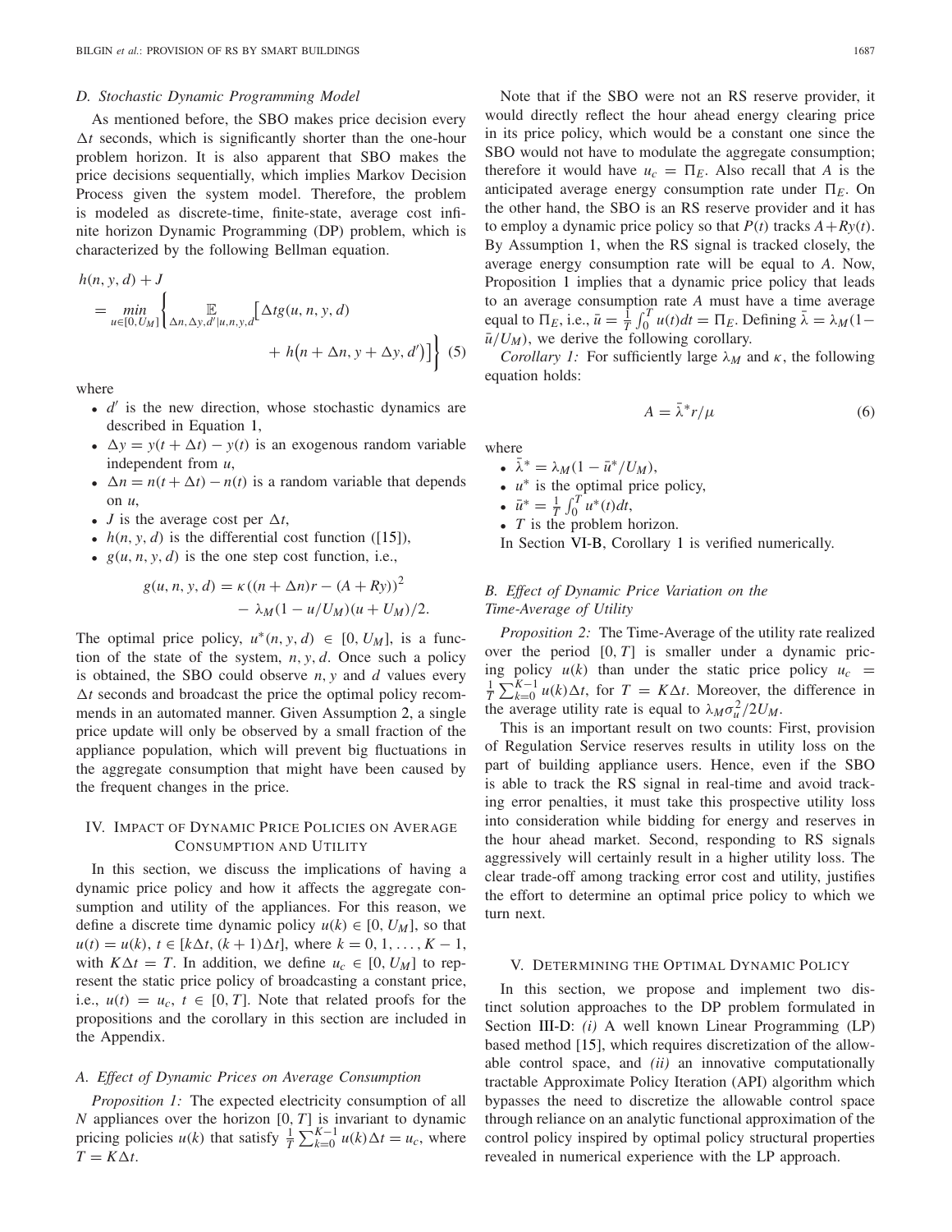### D. Stochastic Dynamic Programming Model

As mentioned before, the SBO makes price decision every $\Delta t$ seconds, which is significantly shorter than the one-hour problem horizon. It is also apparent that SBO makes the price decisions sequentially, which implies Markov Decision Process given the system model. Therefore, the problem is modeled as discrete-time, finite-state, average cost infinite horizon Dynamic Programming (DP) problem, which is characterized by the following Bellman equation.

$$h(n, y, d) + J = \min_{u \in [0, U_M]} \left\{ \mathop{\mathbb{E}}_{\Delta n, \Delta y, d' | u, n, y, d} \left[ \Delta t g(u, n, y, d) + h\left(n + \Delta n, y + \Delta y, d'\right) \right] \right\} \quad (5)$$

where

- $d'$ is the new direction, whose stochastic dynamics are described in Equation 1,
- $\Delta y = y(t + \Delta t) - y(t)$ is an exogenous random variable independent from $u$,
- $\Delta n = n(t + \Delta t) - n(t)$ is a random variable that depends on $u$,
- $J$ is the average cost per $\Delta t$,
- $h(n, y, d)$ is the differential cost function ([15]),
- $g(u, n, y, d)$ is the one step cost function, i.e.,

$$g(u, n, y, d) = \kappa((n + \Delta n)r - (A + Ry))^2 - \lambda_M(1 - u/U_M)(u + U_M)/2.$$

The optimal price policy, $u^*(n, y, d) \in [0, U_M]$, is a function of the state of the system, $n, y, d$. Once such a policy is obtained, the SBO could observe $n, y$ and $d$ values every $\Delta t$ seconds and broadcast the price the optimal policy recommends in an automated manner. Given Assumption 2, a single price update will only be observed by a small fraction of the appliance population, which will prevent big fluctuations in the aggregate consumption that might have been caused by the frequent changes in the price.

## IV. Impact of Dynamic Price Policies on Average Consumption and Utility

In this section, we discuss the implications of having a dynamic price policy and how it affects the aggregate consumption and utility of the appliances. For this reason, we define a discrete time dynamic policy $u(k) \in [0, U_M]$, so that $u(t) = u(k)$, $t \in [k\Delta t, (k + 1)\Delta t]$, where $k = 0, 1, \ldots, K - 1$, with $K\Delta t = T$. In addition, we define $u_c \in [0, U_M]$ to represent the static price policy of broadcasting a constant price, i.e., $u(t) = u_c$, $t \in [0, T]$. Note that related proofs for the propositions and the corollary in this section are included in the Appendix.

### A. Effect of Dynamic Prices on Average Consumption

*Proposition 1:* The expected electricity consumption of all $N$ appliances over the horizon $[0, T]$ is invariant to dynamic pricing policies $u(k)$ that satisfy $\frac{1}{T}\sum_{k=0}^{K-1} u(k)\Delta t = u_c$, where $T = K\Delta t$.

Note that if the SBO were not an RS reserve provider, it would directly reflect the hour ahead energy clearing price in its price policy, which would be a constant one since the SBO would not have to modulate the aggregate consumption; therefore it would have $u_c = \Pi_E$. Also recall that $A$ is the anticipated average energy consumption rate under $\Pi_E$. On the other hand, the SBO is an RS reserve provider and it has to employ a dynamic price policy so that $P(t)$ tracks $A + Ry(t)$. By Assumption 1, when the RS signal is tracked closely, the average energy consumption rate will be equal to $A$. Now, Proposition 1 implies that a dynamic price policy that leads to an average consumption rate $A$ must have a time average equal to $\Pi_E$, i.e., $\bar{u} = \frac{1}{T}\int_0^T u(t)dt = \Pi_E$. Defining $\bar{\lambda} = \lambda_M(1 - \bar{u}/U_M)$, we derive the following corollary.

*Corollary 1:* For sufficiently large $\lambda_M$ and $\kappa$, the following equation holds:

$$A = \bar{\lambda}^* r/\mu \quad (6)$$

where

- $\bar{\lambda}^* = \lambda_M(1 - \bar{u}^*/U_M)$,
- $u^*$ is the optimal price policy,
- $\bar{u}^* = \frac{1}{T}\int_0^T u^*(t)dt$,
- $T$ is the problem horizon.

In Section VI-B, Corollary 1 is verified numerically.

### B. Effect of Dynamic Price Variation on the Time-Average of Utility

*Proposition 2:* The Time-Average of the utility rate realized over the period $[0, T]$ is smaller under a dynamic pricing policy $u(k)$ than under the static price policy $u_c = \frac{1}{T}\sum_{k=0}^{K-1} u(k)\Delta t$, for $T = K\Delta t$. Moreover, the difference in the average utility rate is equal to $\lambda_M\sigma_u^2/2U_M$.

This is an important result on two counts: First, provision of Regulation Service reserves results in utility loss on the part of building appliance users. Hence, even if the SBO is able to track the RS signal in real-time and avoid tracking error penalties, it must take this prospective utility loss into consideration while bidding for energy and reserves in the hour ahead market. Second, responding to RS signals aggressively will certainly result in a higher utility loss. The clear trade-off among tracking error cost and utility, justifies the effort to determine an optimal price policy to which we turn next.

## V. Determining the Optimal Dynamic Policy

In this section, we propose and implement two distinct solution approaches to the DP problem formulated in Section III-D: *(i)* A well known Linear Programming (LP) based method [15], which requires discretization of the allowable control space, and *(ii)* an innovative computationally tractable Approximate Policy Iteration (API) algorithm which bypasses the need to discretize the allowable control space through reliance on an analytic functional approximation of the control policy inspired by optimal policy structural properties revealed in numerical experience with the LP approach.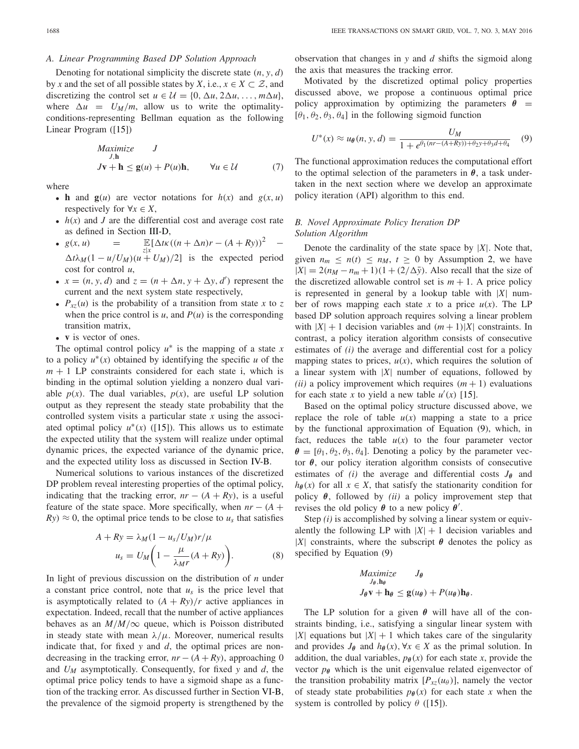### A. Linear Programming Based DP Solution Approach

Denoting for notational simplicity the discrete state $(n, y, d)$ by $x$ and the set of all possible states by $X$, i.e., $x \in X \subset \mathcal{Z}$, and discretizing the control set $u \in \mathcal{U} = \{0, \Delta u, 2\Delta u, \ldots, m\Delta u\}$, where $\Delta u = U_M/m$, allow us to write the optimality-conditions-representing Bellman equation as the following Linear Program ([15])

$$
\begin{aligned}
&\underset{J,\mathbf{h}}{Maximize} \quad J \\
&J\mathbf{v} + \mathbf{h} \leq \mathbf{g}(u) + P(u)\mathbf{h}, \qquad \forall u \in \mathcal{U}
\end{aligned} \tag{7}
$$

where

- $\mathbf{h}$ and $\mathbf{g}(u)$ are vector notations for $h(x)$ and $g(x, u)$ respectively for $\forall x \in X$,
- $h(x)$ and $J$ are the differential cost and average cost rate as defined in Section III-D,
- $g(x, u) = \underset{z|x}{\mathbb{E}}[\Delta t\kappa((n + \Delta n)r - (A + Ry))^2 - \Delta t\lambda_M(1 - u/U_M)(u + U_M)/2]$ is the expected period cost for control $u$,
- $x = (n, y, d)$ and $z = (n + \Delta n, y + \Delta y, d')$ represent the current and the next system state respectively,
- $P_{xz}(u)$ is the probability of a transition from state $x$ to $z$ when the price control is $u$, and $P(u)$ is the corresponding transition matrix,
- $\mathbf{v}$ is vector of ones.

The optimal control policy $u^*$ is the mapping of a state $x$ to a policy $u^*(x)$ obtained by identifying the specific $u$ of the $m + 1$ LP constraints considered for each state i, which is binding in the optimal solution yielding a nonzero dual variable $p(x)$. The dual variables, $p(x)$, are useful LP solution output as they represent the steady state probability that the controlled system visits a particular state $x$ using the associated optimal policy $u^*(x)$ ([15]). This allows us to estimate the expected utility that the system will realize under optimal dynamic prices, the expected variance of the dynamic price, and the expected utility loss as discussed in Section IV-B.

Numerical solutions to various instances of the discretized DP problem reveal interesting properties of the optimal policy, indicating that the tracking error, $nr - (A + Ry)$, is a useful feature of the state space. More specifically, when $nr - (A + Ry) \approx 0$, the optimal price tends to be close to $u_s$ that satisfies

$$
\begin{aligned}
A + Ry &= \lambda_M(1 - u_s/U_M)r/\mu \\
u_s &= U_M\left(1 - \frac{\mu}{\lambda_M r}(A + Ry)\right).
\end{aligned} \tag{8}
$$

In light of previous discussion on the distribution of $n$ under a constant price control, note that $u_s$ is the price level that is asymptotically related to $(A + Ry)/r$ active appliances in expectation. Indeed, recall that the number of active appliances behaves as an $M/M/\infty$ queue, which is Poisson distributed in steady state with mean $\lambda/\mu$. Moreover, numerical results indicate that, for fixed $y$ and $d$, the optimal prices are non-decreasing in the tracking error, $nr - (A + Ry)$, approaching 0 and $U_M$ asymptotically. Consequently, for fixed $y$ and $d$, the optimal price policy tends to have a sigmoid shape as a function of the tracking error. As discussed further in Section VI-B, the prevalence of the sigmoid property is strengthened by the observation that changes in $y$ and $d$ shifts the sigmoid along the axis that measures the tracking error.

Motivated by the discretized optimal policy properties discussed above, we propose a continuous optimal price policy approximation by optimizing the parameters $\boldsymbol{\theta} = [\theta_1, \theta_2, \theta_3, \theta_4]$ in the following sigmoid function

$$
U^*(x) \approx u_{\boldsymbol{\theta}}(n, y, d) = \frac{U_M}{1 + e^{\theta_1(nr-(A+Ry))+\theta_2 y+\theta_3 d+\theta_4}} \tag{9}
$$

The functional approximation reduces the computational effort to the optimal selection of the parameters in $\boldsymbol{\theta}$, a task undertaken in the next section where we develop an approximate policy iteration (API) algorithm to this end.

### B. Novel Approximate Policy Iteration DP Solution Algorithm

Denote the cardinality of the state space by $|X|$. Note that, given $n_m \leq n(t) \leq n_M$, $t \geq 0$ by Assumption 2, we have $|X| = 2(n_M - n_m + 1)(1 + (2/\Delta\bar{y}))$. Also recall that the size of the discretized allowable control set is $m + 1$. A price policy is represented in general by a lookup table with $|X|$ number of rows mapping each state $x$ to a price $u(x)$. The LP based DP solution approach requires solving a linear problem with $|X| + 1$ decision variables and $(m + 1)|X|$ constraints. In contrast, a policy iteration algorithm consists of consecutive estimates of *(i)* the average and differential cost for a policy mapping states to prices, $u(x)$, which requires the solution of a linear system with $|X|$ number of equations, followed by *(ii)* a policy improvement which requires $(m + 1)$ evaluations for each state $x$ to yield a new table $u'(x)$ [15].

Based on the optimal policy structure discussed above, we replace the role of table $u(x)$ mapping a state to a price by the functional approximation of Equation (9), which, in fact, reduces the table $u(x)$ to the four parameter vector $\boldsymbol{\theta} = [\theta_1, \theta_2, \theta_3, \theta_4]$. Denoting a policy by the parameter vector $\boldsymbol{\theta}$, our policy iteration algorithm consists of consecutive estimates of *(i)* the average and differential costs $J_{\boldsymbol{\theta}}$ and $h_{\boldsymbol{\theta}}(x)$ for all $x \in X$, that satisfy the stationarity condition for policy $\boldsymbol{\theta}$, followed by *(ii)* a policy improvement step that revises the old policy $\boldsymbol{\theta}$ to a new policy $\boldsymbol{\theta}'$.

Step *(i)* is accomplished by solving a linear system or equivalently the following LP with $|X| + 1$ decision variables and $|X|$ constraints, where the subscript $\boldsymbol{\theta}$ denotes the policy as specified by Equation (9)

$$
\begin{aligned}
&\underset{J_{\boldsymbol{\theta}},\mathbf{h}_{\boldsymbol{\theta}}}{Maximize} \quad J_{\boldsymbol{\theta}} \\
&J_{\boldsymbol{\theta}}\mathbf{v} + \mathbf{h}_{\boldsymbol{\theta}} \leq \mathbf{g}(u_{\boldsymbol{\theta}}) + P(u_{\boldsymbol{\theta}})\mathbf{h}_{\boldsymbol{\theta}}.
\end{aligned}
$$

The LP solution for a given $\boldsymbol{\theta}$ will have all of the constraints binding, i.e., satisfying a singular linear system with $|X|$ equations but $|X| + 1$ which takes care of the singularity and provides $J_{\boldsymbol{\theta}}$ and $h_{\boldsymbol{\theta}}(x), \forall x \in X$ as the primal solution. In addition, the dual variables, $p_{\boldsymbol{\theta}}(x)$ for each state $x$, provide the vector $p_{\boldsymbol{\theta}}$ which is the unit eigenvalue related eigenvector of the transition probability matrix $[P_{xz}(u_{\theta})]$, namely the vector of steady state probabilities $p_{\boldsymbol{\theta}}(x)$ for each state $x$ when the system is controlled by policy $\theta$ ([15]).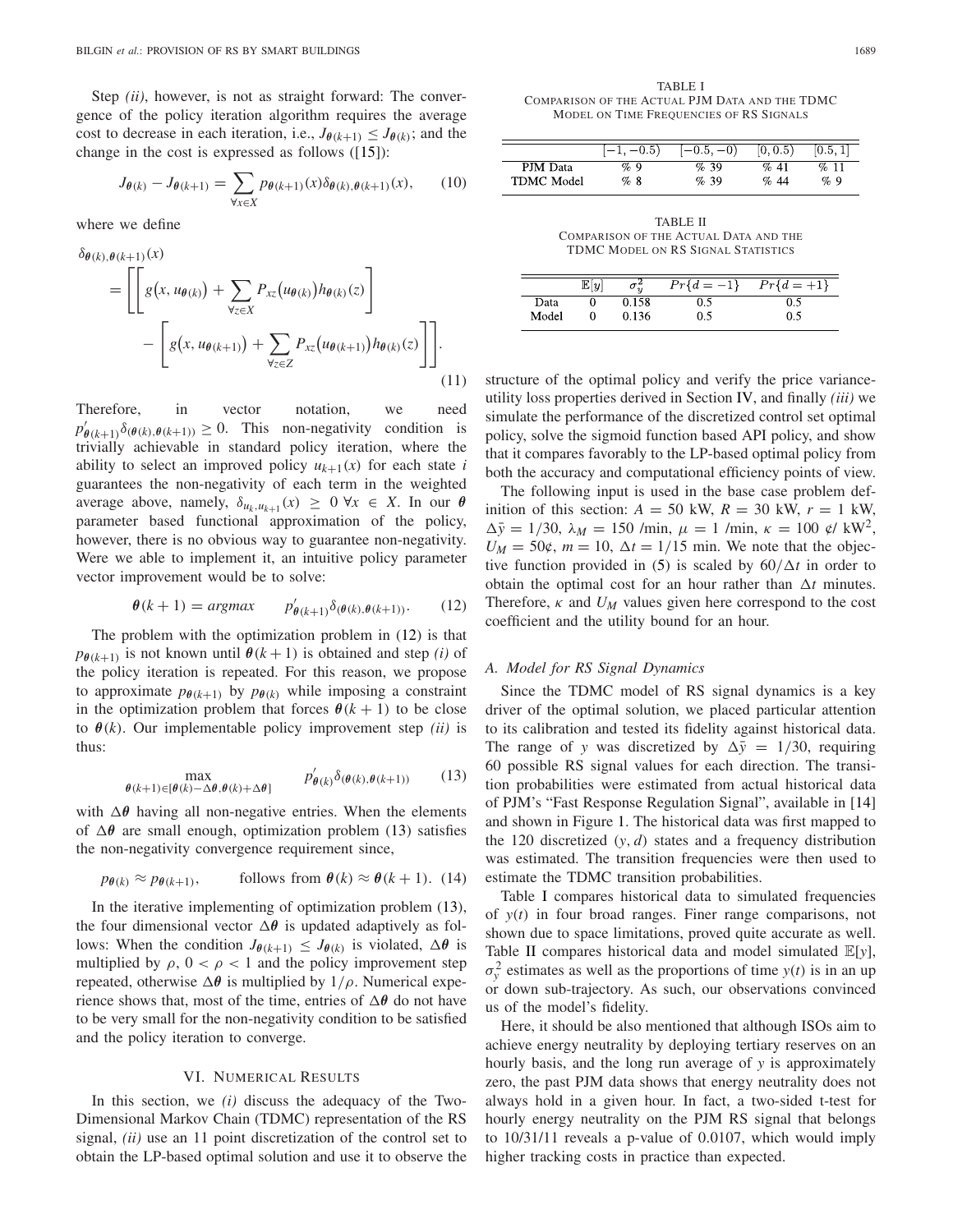Step *(ii)*, however, is not as straight forward: The convergence of the policy iteration algorithm requires the average cost to decrease in each iteration, i.e., $J_{\boldsymbol{\theta}(k+1)} \leq J_{\boldsymbol{\theta}(k)}$; and the change in the cost is expressed as follows ([15]):

$$J_{\boldsymbol{\theta}(k)} - J_{\boldsymbol{\theta}(k+1)} = \sum_{\forall x \in X} p_{\boldsymbol{\theta}(k+1)}(x) \delta_{\boldsymbol{\theta}(k),\boldsymbol{\theta}(k+1)}(x), \tag{10}$$

where we define

$$\begin{aligned} \delta_{\boldsymbol{\theta}(k),\boldsymbol{\theta}(k+1)}(x) &= \Bigg[\Bigg[ g\big(x, u_{\boldsymbol{\theta}(k)}\big) + \sum_{\forall z \in X} P_{xz}\big(u_{\boldsymbol{\theta}(k)}\big) h_{\boldsymbol{\theta}(k)}(z) \Bigg] \\ &\quad - \Bigg[ g\big(x, u_{\boldsymbol{\theta}(k+1)}\big) + \sum_{\forall z \in Z} P_{xz}\big(u_{\boldsymbol{\theta}(k+1)}\big) h_{\boldsymbol{\theta}(k)}(z) \Bigg]\Bigg]. \end{aligned} \tag{11}$$

Therefore, in vector notation, we need $p'_{\boldsymbol{\theta}(k+1)} \delta_{(\boldsymbol{\theta}(k),\boldsymbol{\theta}(k+1))} \geq 0$. This non-negativity condition is trivially achievable in standard policy iteration, where the ability to select an improved policy $u_{k+1}(x)$ for each state $i$ guarantees the non-negativity of each term in the weighted average above, namely, $\delta_{u_k,u_{k+1}}(x) \geq 0 \; \forall x \in X$. In our $\boldsymbol{\theta}$ parameter based functional approximation of the policy, however, there is no obvious way to guarantee non-negativity. Were we able to implement it, an intuitive policy parameter vector improvement would be to solve:

$$\boldsymbol{\theta}(k+1) = \operatorname{argmax} \qquad p'_{\boldsymbol{\theta}(k+1)} \delta_{(\boldsymbol{\theta}(k),\boldsymbol{\theta}(k+1))}. \tag{12}$$

The problem with the optimization problem in (12) is that $p_{\boldsymbol{\theta}(k+1)}$ is not known until $\boldsymbol{\theta}(k+1)$ is obtained and step *(i)* of the policy iteration is repeated. For this reason, we propose to approximate $p_{\boldsymbol{\theta}(k+1)}$ by $p_{\boldsymbol{\theta}(k)}$ while imposing a constraint in the optimization problem that forces $\boldsymbol{\theta}(k+1)$ to be close to $\boldsymbol{\theta}(k)$. Our implementable policy improvement step *(ii)* is thus:

$$\max_{\boldsymbol{\theta}(k+1) \in [\boldsymbol{\theta}(k) - \Delta\boldsymbol{\theta}, \boldsymbol{\theta}(k) + \Delta\boldsymbol{\theta}]} \qquad p'_{\boldsymbol{\theta}(k)} \delta_{(\boldsymbol{\theta}(k),\boldsymbol{\theta}(k+1))} \tag{13}$$

with $\Delta\boldsymbol{\theta}$ having all non-negative entries. When the elements of $\Delta\boldsymbol{\theta}$ are small enough, optimization problem (13) satisfies the non-negativity convergence requirement since,

$$p_{\boldsymbol{\theta}(k)} \approx p_{\boldsymbol{\theta}(k+1)}, \qquad \text{follows from } \boldsymbol{\theta}(k) \approx \boldsymbol{\theta}(k+1). \tag{14}$$

In the iterative implementing of optimization problem (13), the four dimensional vector $\Delta\boldsymbol{\theta}$ is updated adaptively as follows: When the condition $J_{\boldsymbol{\theta}(k+1)} \leq J_{\boldsymbol{\theta}(k)}$ is violated, $\Delta\boldsymbol{\theta}$ is multiplied by $\rho$, $0 < \rho < 1$ and the policy improvement step repeated, otherwise $\Delta\boldsymbol{\theta}$ is multiplied by $1/\rho$. Numerical experience shows that, most of the time, entries of $\Delta\boldsymbol{\theta}$ do not have to be very small for the non-negativity condition to be satisfied and the policy iteration to converge.

## VI. Numerical Results

In this section, we *(i)* discuss the adequacy of the Two-Dimensional Markov Chain (TDMC) representation of the RS signal, *(ii)* use an 11 point discretization of the control set to obtain the LP-based optimal solution and use it to observe the structure of the optimal policy and verify the price variance-utility loss properties derived in Section IV, and finally *(iii)* we simulate the performance of the discretized control set optimal policy, solve the sigmoid function based API policy, and show that it compares favorably to the LP-based optimal policy from both the accuracy and computational efficiency points of view.

The following input is used in the base case problem definition of this section: $A = 50$ kW, $R = 30$ kW, $r = 1$ kW, $\Delta\bar{y} = 1/30$, $\lambda_M = 150$ /min, $\mu = 1$ /min, $\kappa = 100$ ¢/ kW$^2$, $U_M = 50$¢, $m = 10$, $\Delta t = 1/15$ min. We note that the objective function provided in (5) is scaled by $60/\Delta t$ in order to obtain the optimal cost for an hour rather than $\Delta t$ minutes. Therefore, $\kappa$ and $U_M$ values given here correspond to the cost coefficient and the utility bound for an hour.

TABLE I
Comparison of the Actual PJM Data and the TDMC Model on Time Frequencies of RS Signals

| | $[-1, -0.5)$ | $[-0.5, -0)$ | $[0, 0.5)$ | $[0.5, 1]$ |
|---|---|---|---|---|
| PJM Data | % 9 | % 39 | % 41 | % 11 |
| TDMC Model | % 8 | % 39 | % 44 | % 9 |

TABLE II
Comparison of the Actual Data and the TDMC Model on RS Signal Statistics

| | $\mathbb{E}[y]$ | $\sigma_y^2$ | $Pr\{d = -1\}$ | $Pr\{d = +1\}$ |
|---|---|---|---|---|
| Data | 0 | 0.158 | 0.5 | 0.5 |
| Model | 0 | 0.136 | 0.5 | 0.5 |

### A. Model for RS Signal Dynamics

Since the TDMC model of RS signal dynamics is a key driver of the optimal solution, we placed particular attention to its calibration and tested its fidelity against historical data. The range of $y$ was discretized by $\Delta\bar{y} = 1/30$, requiring 60 possible RS signal values for each direction. The transition probabilities were estimated from actual historical data of PJM's "Fast Response Regulation Signal", available in [14] and shown in Figure 1. The historical data was first mapped to the 120 discretized $(y, d)$ states and a frequency distribution was estimated. The transition frequencies were then used to estimate the TDMC transition probabilities.

Table I compares historical data to simulated frequencies of $y(t)$ in four broad ranges. Finer range comparisons, not shown due to space limitations, proved quite accurate as well. Table II compares historical data and model simulated $\mathbb{E}[y]$, $\sigma_y^2$ estimates as well as the proportions of time $y(t)$ is in an up or down sub-trajectory. As such, our observations convinced us of the model's fidelity.

Here, it should be also mentioned that although ISOs aim to achieve energy neutrality by deploying tertiary reserves on an hourly basis, and the long run average of $y$ is approximately zero, the past PJM data shows that energy neutrality does not always hold in a given hour. In fact, a two-sided t-test for hourly energy neutrality on the PJM RS signal that belongs to 10/31/11 reveals a p-value of 0.0107, which would imply higher tracking costs in practice than expected.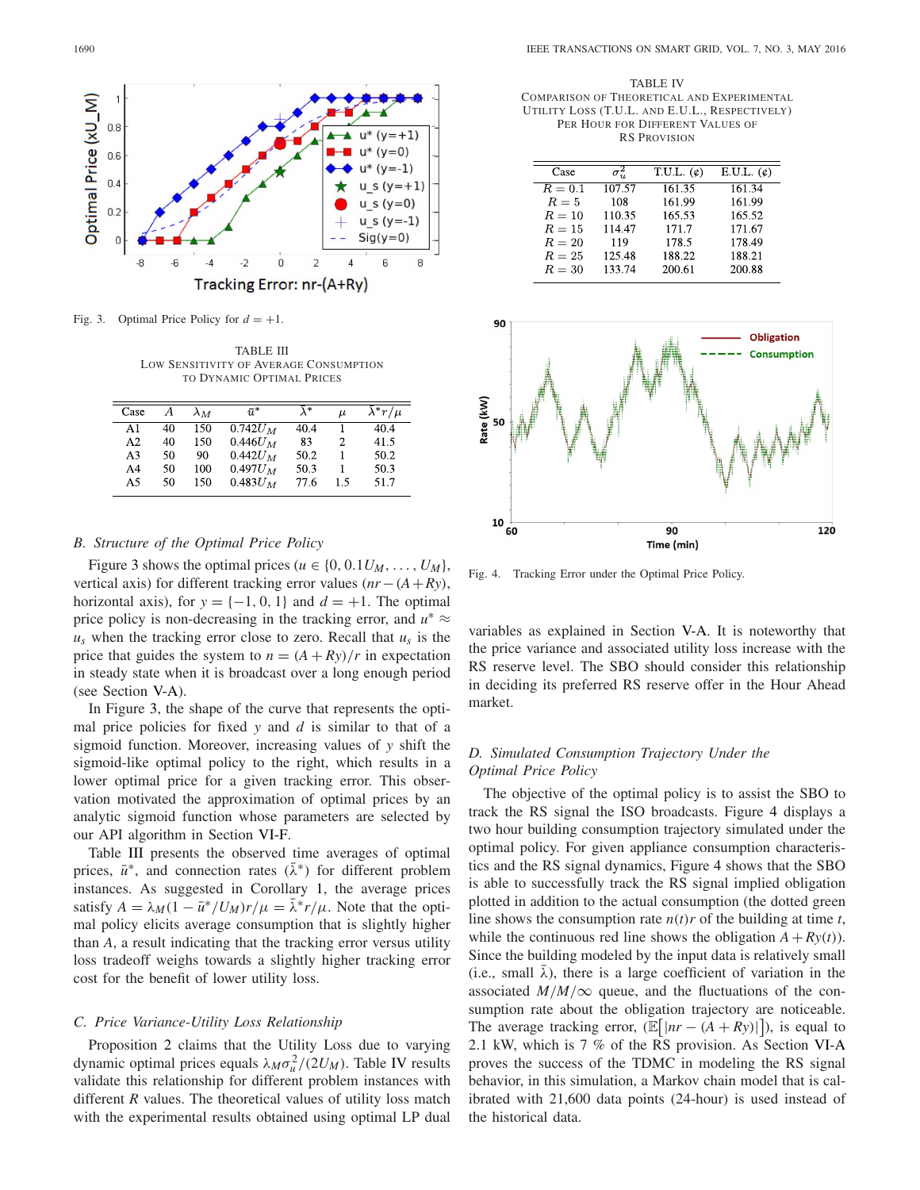Fig. 3. Optimal Price Policy for $d = +1$.

TABLE III
LOW SENSITIVITY OF AVERAGE CONSUMPTION TO DYNAMIC OPTIMAL PRICES

| Case | $A$ | $\lambda_M$ | $\bar{u}^*$ | $\bar{\lambda}^*$ | $\mu$ | $\bar{\lambda}^* r/\mu$ |
|---|---|---|---|---|---|---|
| A1 | 40 | 150 | $0.742U_M$ | 40.4 | 1 | 40.4 |
| A2 | 40 | 150 | $0.446U_M$ | 83 | 2 | 41.5 |
| A3 | 50 | 90 | $0.442U_M$ | 50.2 | 1 | 50.2 |
| A4 | 50 | 100 | $0.497U_M$ | 50.3 | 1 | 50.3 |
| A5 | 50 | 150 | $0.483U_M$ | 77.6 | 1.5 | 51.7 |

### *B. Structure of the Optimal Price Policy*

Figure 3 shows the optimal prices ($u \in \{0, 0.1U_M, \ldots, U_M\}$, vertical axis) for different tracking error values ($nr - (A+Ry)$, horizontal axis), for $y = \{-1, 0, 1\}$ and $d = +1$. The optimal price policy is non-decreasing in the tracking error, and $u^* \approx u_s$ when the tracking error close to zero. Recall that $u_s$ is the price that guides the system to $n = (A+Ry)/r$ in expectation in steady state when it is broadcast over a long enough period (see Section V-A).

In Figure 3, the shape of the curve that represents the optimal price policies for fixed $y$ and $d$ is similar to that of a sigmoid function. Moreover, increasing values of $y$ shift the sigmoid-like optimal policy to the right, which results in a lower optimal price for a given tracking error. This observation motivated the approximation of optimal prices by an analytic sigmoid function whose parameters are selected by our API algorithm in Section VI-F.

Table III presents the observed time averages of optimal prices, $\bar{u}^*$, and connection rates ($\bar{\lambda}^*$) for different problem instances. As suggested in Corollary 1, the average prices satisfy $A = \lambda_M(1 - \bar{u}^*/U_M)r/\mu = \bar{\lambda}^* r/\mu$. Note that the optimal policy elicits average consumption that is slightly higher than $A$, a result indicating that the tracking error versus utility loss tradeoff weighs towards a slightly higher tracking error cost for the benefit of lower utility loss.

### *C. Price Variance-Utility Loss Relationship*

Proposition 2 claims that the Utility Loss due to varying dynamic optimal prices equals $\lambda_M \sigma_u^2/(2U_M)$. Table IV results validate this relationship for different problem instances with different $R$ values. The theoretical values of utility loss match with the experimental results obtained using optimal LP dual variables as explained in Section V-A. It is noteworthy that the price variance and associated utility loss increase with the RS reserve level. The SBO should consider this relationship in deciding its preferred RS reserve offer in the Hour Ahead market.

TABLE IV
COMPARISON OF THEORETICAL AND EXPERIMENTAL UTILITY LOSS (T.U.L. AND E.U.L., RESPECTIVELY) PER HOUR FOR DIFFERENT VALUES OF RS PROVISION

| Case | $\sigma_u^2$ | T.U.L. (¢) | E.U.L. (¢) |
|---|---|---|---|
| $R = 0.1$ | 107.57 | 161.35 | 161.34 |
| $R = 5$ | 108 | 161.99 | 161.99 |
| $R = 10$ | 110.35 | 165.53 | 165.52 |
| $R = 15$ | 114.47 | 171.7 | 171.67 |
| $R = 20$ | 119 | 178.5 | 178.49 |
| $R = 25$ | 125.48 | 188.22 | 188.21 |
| $R = 30$ | 133.74 | 200.61 | 200.88 |

Fig. 4. Tracking Error under the Optimal Price Policy.

### *D. Simulated Consumption Trajectory Under the Optimal Price Policy*

The objective of the optimal policy is to assist the SBO to track the RS signal the ISO broadcasts. Figure 4 displays a two hour building consumption trajectory simulated under the optimal policy. For given appliance consumption characteristics and the RS signal dynamics, Figure 4 shows that the SBO is able to successfully track the RS signal implied obligation plotted in addition to the actual consumption (the dotted green line shows the consumption rate $n(t)r$ of the building at time $t$, while the continuous red line shows the obligation $A + Ry(t)$). Since the building modeled by the input data is relatively small (i.e., small $\bar{\lambda}$), there is a large coefficient of variation in the associated $M/M/\infty$ queue, and the fluctuations of the consumption rate about the obligation trajectory are noticeable. The average tracking error, ($\mathbb{E}\big[|nr - (A + Ry)|\big]$), is equal to 2.1 kW, which is 7 % of the RS provision. As Section VI-A proves the success of the TDMC in modeling the RS signal behavior, in this simulation, a Markov chain model that is calibrated with 21,600 data points (24-hour) is used instead of the historical data.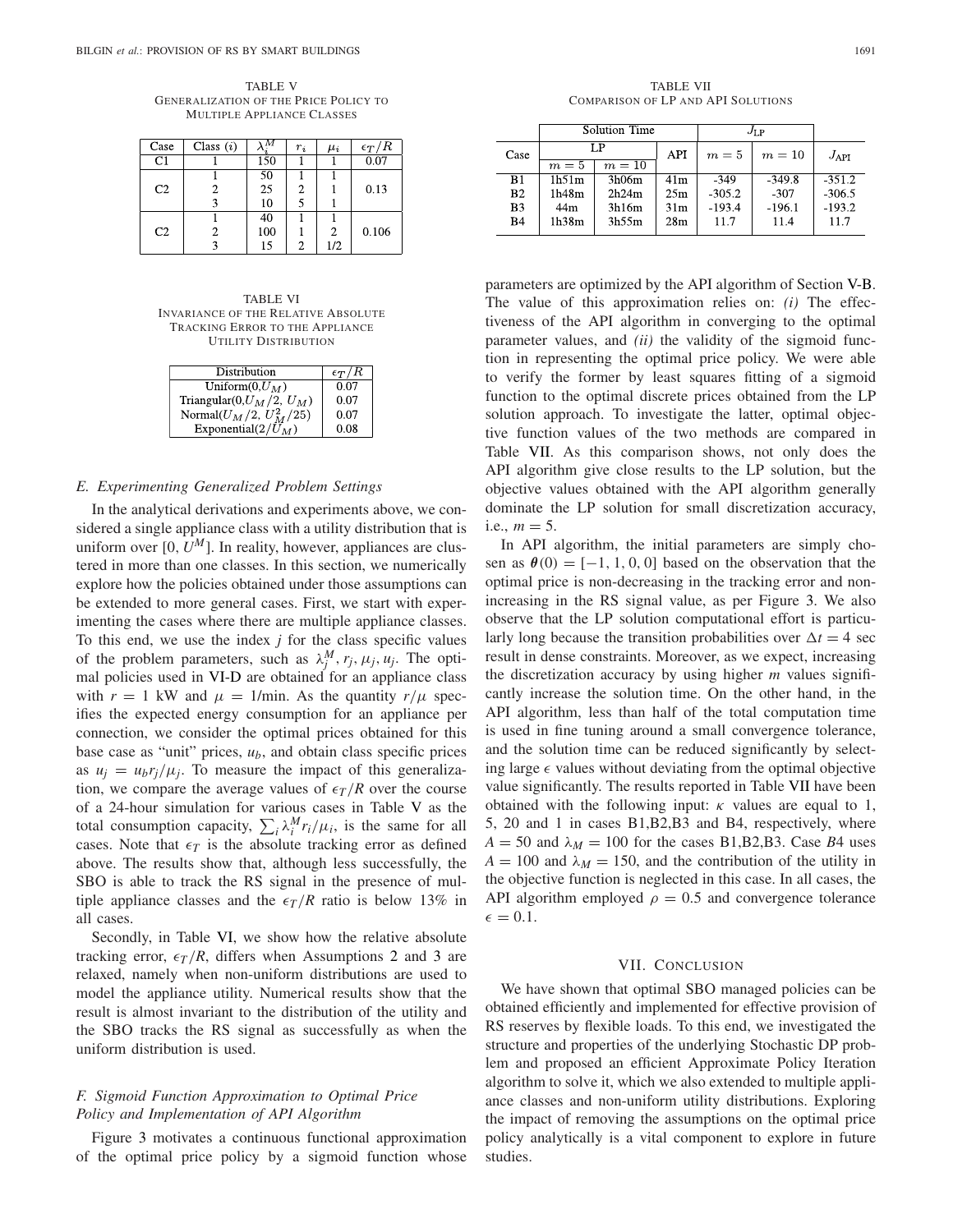TABLE V
GENERALIZATION OF THE PRICE POLICY TO MULTIPLE APPLIANCE CLASSES

| Case | Class ($i$) | $\lambda_i^M$ | $r_i$ | $\mu_i$ | $\epsilon_T/R$ |
|---|---|---|---|---|---|
| C1 | 1 | 150 | 1 | 1 | 0.07 |
| C2 | 1 | 50 | 1 | 1 | 0.13 |
| | 2 | 25 | 2 | 1 | |
| | 3 | 10 | 5 | 1 | |
| C2 | 1 | 40 | 1 | 1 | 0.106 |
| | 2 | 100 | 1 | 2 | |
| | 3 | 15 | 2 | 1/2 | |

TABLE VI
INVARIANCE OF THE RELATIVE ABSOLUTE TRACKING ERROR TO THE APPLIANCE UTILITY DISTRIBUTION

| Distribution | $\epsilon_T/R$ |
|---|---|
| Uniform(0,$U_M$) | 0.07 |
| Triangular(0,$U_M/2$, $U_M$) | 0.07 |
| Normal($U_M/2$, $U_M^2/25$) | 0.07 |
| Exponential($2/U_M$) | 0.08 |

### E. Experimenting Generalized Problem Settings

In the analytical derivations and experiments above, we considered a single appliance class with a utility distribution that is uniform over [0, $U^M$]. In reality, however, appliances are clustered in more than one classes. In this section, we numerically explore how the policies obtained under those assumptions can be extended to more general cases. First, we start with experimenting the cases where there are multiple appliance classes. To this end, we use the index $j$ for the class specific values of the problem parameters, such as $\lambda_j^M, r_j, \mu_j, u_j$. The optimal policies used in VI-D are obtained for an appliance class with $r = 1$ kW and $\mu = 1$/min. As the quantity $r/\mu$ specifies the expected energy consumption for an appliance per connection, we consider the optimal prices obtained for this base case as "unit" prices, $u_b$, and obtain class specific prices as $u_j = u_b r_j/\mu_j$. To measure the impact of this generalization, we compare the average values of $\epsilon_T/R$ over the course of a 24-hour simulation for various cases in Table V as the total consumption capacity, $\sum_i \lambda_i^M r_i/\mu_i$, is the same for all cases. Note that $\epsilon_T$ is the absolute tracking error as defined above. The results show that, although less successfully, the SBO is able to track the RS signal in the presence of multiple appliance classes and the $\epsilon_T/R$ ratio is below 13% in all cases.

Secondly, in Table VI, we show how the relative absolute tracking error, $\epsilon_T/R$, differs when Assumptions 2 and 3 are relaxed, namely when non-uniform distributions are used to model the appliance utility. Numerical results show that the result is almost invariant to the distribution of the utility and the SBO tracks the RS signal as successfully as when the uniform distribution is used.

### F. Sigmoid Function Approximation to Optimal Price Policy and Implementation of API Algorithm

Figure 3 motivates a continuous functional approximation of the optimal price policy by a sigmoid function whose parameters are optimized by the API algorithm of Section V-B. The value of this approximation relies on: *(i)* The effectiveness of the API algorithm in converging to the optimal parameter values, and *(ii)* the validity of the sigmoid function in representing the optimal price policy. We were able to verify the former by least squares fitting of a sigmoid function to the optimal discrete prices obtained from the LP solution approach. To investigate the latter, optimal objective function values of the two methods are compared in Table VII. As this comparison shows, not only does the API algorithm give close results to the LP solution, but the objective values obtained with the API algorithm generally dominate the LP solution for small discretization accuracy, i.e., $m = 5$.

TABLE VII
COMPARISON OF LP AND API SOLUTIONS

| Case | Solution Time | | | $J_{\text{LP}}$ | | $J_{\text{API}}$ |
|---|---|---|---|---|---|---|
| | LP | | API | $m=5$ | $m=10$ | |
| | $m=5$ | $m=10$ | | | | |
| B1 | 1h51m | 3h06m | 41m | -349 | -349.8 | -351.2 |
| B2 | 1h48m | 2h24m | 25m | -305.2 | -307 | -306.5 |
| B3 | 44m | 3h16m | 31m | -193.4 | -196.1 | -193.2 |
| B4 | 1h38m | 3h55m | 28m | 11.7 | 11.4 | 11.7 |

In API algorithm, the initial parameters are simply chosen as $\boldsymbol{\theta}(0) = [-1, 1, 0, 0]$ based on the observation that the optimal price is non-decreasing in the tracking error and non-increasing in the RS signal value, as per Figure 3. We also observe that the LP solution computational effort is particularly long because the transition probabilities over $\Delta t = 4$ sec result in dense constraints. Moreover, as we expect, increasing the discretization accuracy by using higher $m$ values significantly increase the solution time. On the other hand, in the API algorithm, less than half of the total computation time is used in fine tuning around a small convergence tolerance, and the solution time can be reduced significantly by selecting large $\epsilon$ values without deviating from the optimal objective value significantly. The results reported in Table VII have been obtained with the following input: $\kappa$ values are equal to 1, 5, 20 and 1 in cases B1,B2,B3 and B4, respectively, where $A = 50$ and $\lambda_M = 100$ for the cases B1,B2,B3. Case $B4$ uses $A = 100$ and $\lambda_M = 150$, and the contribution of the utility in the objective function is neglected in this case. In all cases, the API algorithm employed $\rho = 0.5$ and convergence tolerance $\epsilon = 0.1$.

## VII. CONCLUSION

We have shown that optimal SBO managed policies can be obtained efficiently and implemented for effective provision of RS reserves by flexible loads. To this end, we investigated the structure and properties of the underlying Stochastic DP problem and proposed an efficient Approximate Policy Iteration algorithm to solve it, which we also extended to multiple appliance classes and non-uniform utility distributions. Exploring the impact of removing the assumptions on the optimal price policy analytically is a vital component to explore in future studies.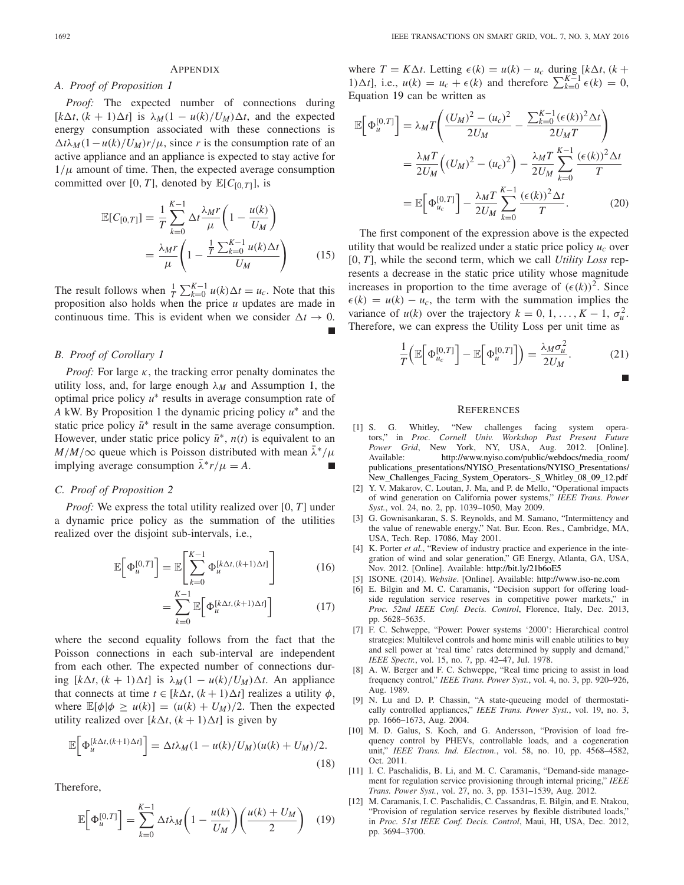## APPENDIX

### A. Proof of Proposition 1

*Proof:* The expected number of connections during $[k\Delta t, (k+1)\Delta t]$ is $\lambda_M(1 - u(k)/U_M)\Delta t$, and the expected energy consumption associated with these connections is $\Delta t \lambda_M(1-u(k)/U_M)r/\mu$, since $r$ is the consumption rate of an active appliance and an appliance is expected to stay active for $1/\mu$ amount of time. Then, the expected average consumption committed over $[0, T]$, denoted by $\mathbb{E}[C_{[0,T]}]$, is

$$\mathbb{E}[C_{[0,T]}] = \frac{1}{T}\sum_{k=0}^{K-1} \Delta t \frac{\lambda_M r}{\mu}\left(1 - \frac{u(k)}{U_M}\right) = \frac{\lambda_M r}{\mu}\left(1 - \frac{\frac{1}{T}\sum_{k=0}^{K-1} u(k)\Delta t}{U_M}\right) \tag{15}$$

The result follows when $\frac{1}{T}\sum_{k=0}^{K-1} u(k)\Delta t = u_c$. Note that this proposition also holds when the price $u$ updates are made in continuous time. This is evident when we consider $\Delta t \to 0$. ■

### B. Proof of Corollary 1

*Proof:* For large $\kappa$, the tracking error penalty dominates the utility loss, and, for large enough $\lambda_M$ and Assumption 1, the optimal price policy $u^*$ results in average consumption rate of $A$ kW. By Proposition 1 the dynamic pricing policy $u^*$ and the static price policy $\bar{u}^*$ result in the same average consumption. However, under static price policy $\bar{u}^*$, $n(t)$ is equivalent to an $M/M/\infty$ queue which is Poisson distributed with mean $\bar{\lambda}^*/\mu$ implying average consumption $\bar{\lambda}^* r/\mu = A$. ■

### C. Proof of Proposition 2

*Proof:* We express the total utility realized over $[0, T]$ under a dynamic price policy as the summation of the utilities realized over the disjoint sub-intervals, i.e.,

$$\mathbb{E}\Big[\Phi_u^{[0,T]}\Big] = \mathbb{E}\left[\sum_{k=0}^{K-1} \Phi_u^{[k\Delta t,(k+1)\Delta t]}\right] \tag{16}$$

$$= \sum_{k=0}^{K-1} \mathbb{E}\Big[\Phi_u^{[k\Delta t,(k+1)\Delta t]}\Big] \tag{17}$$

where the second equality follows from the fact that the Poisson connections in each sub-interval are independent from each other. The expected number of connections during $[k\Delta t, (k+1)\Delta t]$ is $\lambda_M(1 - u(k)/U_M)\Delta t$. An appliance that connects at time $t \in [k\Delta t, (k+1)\Delta t]$ realizes a utility $\phi$, where $\mathbb{E}[\phi|\phi \geq u(k)] = (u(k) + U_M)/2$. Then the expected utility realized over $[k\Delta t, (k+1)\Delta t]$ is given by

$$\mathbb{E}\Big[\Phi_u^{[k\Delta t,(k+1)\Delta t]}\Big] = \Delta t \lambda_M(1 - u(k)/U_M)(u(k) + U_M)/2. \tag{18}$$

Therefore,

$$\mathbb{E}\Big[\Phi_u^{[0,T]}\Big] = \sum_{k=0}^{K-1} \Delta t \lambda_M \left(1 - \frac{u(k)}{U_M}\right)\left(\frac{u(k) + U_M}{2}\right) \tag{19}$$

where $T = K\Delta t$. Letting $\epsilon(k) = u(k) - u_c$ during $[k\Delta t, (k+1)\Delta t]$, i.e., $u(k) = u_c + \epsilon(k)$ and therefore $\sum_{k=0}^{K-1}\epsilon(k) = 0$, Equation 19 can be written as

$$\begin{aligned}
\mathbb{E}\Big[\Phi_u^{[0,T]}\Big] &= \lambda_M T\left(\frac{(U_M)^2 - (u_c)^2}{2U_M} - \frac{\sum_{k=0}^{K-1}(\epsilon(k))^2\Delta t}{2U_M T}\right) \\
&= \frac{\lambda_M T}{2U_M}\Big((U_M)^2 - (u_c)^2\Big) - \frac{\lambda_M T}{2U_M}\sum_{k=0}^{K-1}\frac{(\epsilon(k))^2\Delta t}{T} \\
&= \mathbb{E}\Big[\Phi_{u_c}^{[0,T]}\Big] - \frac{\lambda_M T}{2U_M}\sum_{k=0}^{K-1}\frac{(\epsilon(k))^2\Delta t}{T}.
\end{aligned} \tag{20}$$

The first component of the expression above is the expected utility that would be realized under a static price policy $u_c$ over $[0, T]$, while the second term, which we call *Utility Loss* represents a decrease in the static price utility whose magnitude increases in proportion to the time average of $(\epsilon(k))^2$. Since $\epsilon(k) = u(k) - u_c$, the term with the summation implies the variance of $u(k)$ over the trajectory $k = 0, 1, \ldots, K-1$, $\sigma_u^2$. Therefore, we can express the Utility Loss per unit time as

$$\frac{1}{T}\Big(\mathbb{E}\Big[\Phi_{u_c}^{[0,T]}\Big] - \mathbb{E}\Big[\Phi_u^{[0,T]}\Big]\Big) = \frac{\lambda_M \sigma_u^2}{2U_M}. \tag{21}$$

■

## REFERENCES

[1] S. G. Whitley, "New challenges facing system operators," in *Proc. Cornell Univ. Workshop Past Present Future Power Grid*, New York, NY, USA, Aug. 2012. [Online]. Available: http://www.nyiso.com/public/webdocs/media_room/publications_presentations/NYISO_Presentations/NYISO_Presentations/New_Challenges_Facing_System_Operators-_S_Whitley_08_09_12.pdf

[2] Y. V. Makarov, C. Loutan, J. Ma, and P. de Mello, "Operational impacts of wind generation on California power systems," *IEEE Trans. Power Syst.*, vol. 24, no. 2, pp. 1039–1050, May 2009.

[3] G. Gownisankaran, S. S. Reynolds, and M. Samano, "Intermittency and the value of renewable energy," Nat. Bur. Econ. Res., Cambridge, MA, USA, Tech. Rep. 17086, May 2001.

[4] K. Porter *et al.*, "Review of industry practice and experience in the integration of wind and solar generation," GE Energy, Atlanta, GA, USA, Nov. 2012. [Online]. Available: http://bit.ly/21b6oE5

[5] ISONE. (2014). *Website*. [Online]. Available: http://www.iso-ne.com

[6] E. Bilgin and M. C. Caramanis, "Decision support for offering load-side regulation service reserves in competitive power markets," in *Proc. 52nd IEEE Conf. Decis. Control*, Florence, Italy, Dec. 2013, pp. 5628–5635.

[7] F. C. Schweppe, "Power: Power systems '2000': Hierarchical control strategies: Multilevel controls and home minis will enable utilities to buy and sell power at 'real time' rates determined by supply and demand," *IEEE Spectr.*, vol. 15, no. 7, pp. 42–47, Jul. 1978.

[8] A. W. Berger and F. C. Schweppe, "Real time pricing to assist in load frequency control," *IEEE Trans. Power Syst.*, vol. 4, no. 3, pp. 920–926, Aug. 1989.

[9] N. Lu and D. P. Chassin, "A state-queueing model of thermostatically controlled appliances," *IEEE Trans. Power Syst.*, vol. 19, no. 3, pp. 1666–1673, Aug. 2004.

[10] M. D. Galus, S. Koch, and G. Andersson, "Provision of load frequency control by PHEVs, controllable loads, and a cogeneration unit," *IEEE Trans. Ind. Electron.*, vol. 58, no. 10, pp. 4568–4582, Oct. 2011.

[11] I. C. Paschalidis, B. Li, and M. C. Caramanis, "Demand-side management for regulation service provisioning through internal pricing," *IEEE Trans. Power Syst.*, vol. 27, no. 3, pp. 1531–1539, Aug. 2012.

[12] M. Caramanis, I. C. Paschalidis, C. Cassandras, E. Bilgin, and E. Ntakou, "Provision of regulation service reserves by flexible distributed loads," in *Proc. 51st IEEE Conf. Decis. Control*, Maui, HI, USA, Dec. 2012, pp. 3694–3700.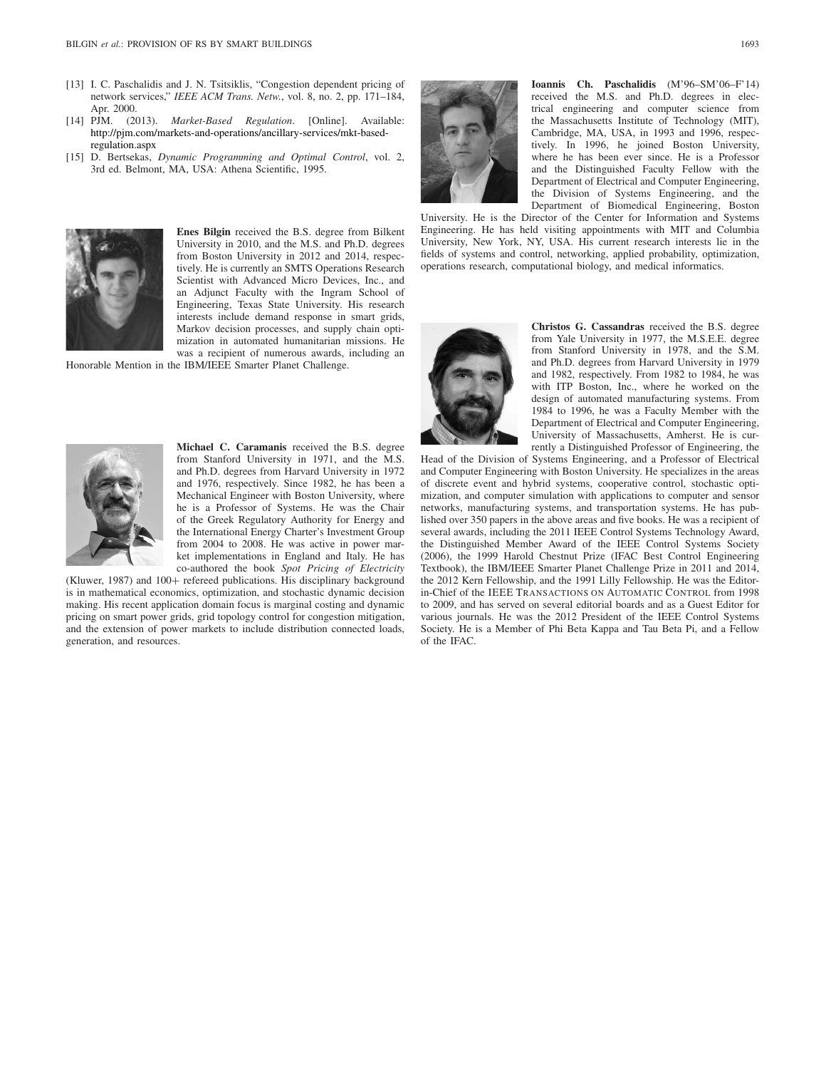[13] I. C. Paschalidis and J. N. Tsitsiklis, “Congestion dependent pricing of network services,” *IEEE ACM Trans. Netw.*, vol. 8, no. 2, pp. 171–184, Apr. 2000.

[14] PJM. (2013). *Market-Based Regulation*. [Online]. Available: http://pjm.com/markets-and-operations/ancillary-services/mkt-based-regulation.aspx

[15] D. Bertsekas, *Dynamic Programming and Optimal Control*, vol. 2, 3rd ed. Belmont, MA, USA: Athena Scientific, 1995.

**Enes Bilgin** received the B.S. degree from Bilkent University in 2010, and the M.S. and Ph.D. degrees from Boston University in 2012 and 2014, respectively. He is currently an SMTS Operations Research Scientist with Advanced Micro Devices, Inc., and an Adjunct Faculty with the Ingram School of Engineering, Texas State University. His research interests include demand response in smart grids, Markov decision processes, and supply chain optimization in automated humanitarian missions. He was a recipient of numerous awards, including an Honorable Mention in the IBM/IEEE Smarter Planet Challenge.

**Michael C. Caramanis** received the B.S. degree from Stanford University in 1971, and the M.S. and Ph.D. degrees from Harvard University in 1972 and 1976, respectively. Since 1982, he has been a Mechanical Engineer with Boston University, where he is a Professor of Systems. He was the Chair of the Greek Regulatory Authority for Energy and the International Energy Charter’s Investment Group from 2004 to 2008. He was active in power market implementations in England and Italy. He has co-authored the book *Spot Pricing of Electricity* (Kluwer, 1987) and 100+ refereed publications. His disciplinary background is in mathematical economics, optimization, and stochastic dynamic decision making. His recent application domain focus is marginal costing and dynamic pricing on smart power grids, grid topology control for congestion mitigation, and the extension of power markets to include distribution connected loads, generation, and resources.

**Ioannis Ch. Paschalidis** (M’96–SM’06–F’14) received the M.S. and Ph.D. degrees in electrical engineering and computer science from the Massachusetts Institute of Technology (MIT), Cambridge, MA, USA, in 1993 and 1996, respectively. In 1996, he joined Boston University, where he has been ever since. He is a Professor and the Distinguished Faculty Fellow with the Department of Electrical and Computer Engineering, the Division of Systems Engineering, and the Department of Biomedical Engineering, Boston University. He is the Director of the Center for Information and Systems Engineering. He has held visiting appointments with MIT and Columbia University, New York, NY, USA. His current research interests lie in the fields of systems and control, networking, applied probability, optimization, operations research, computational biology, and medical informatics.

**Christos G. Cassandras** received the B.S. degree from Yale University in 1977, the M.S.E.E. degree from Stanford University in 1978, and the S.M. and Ph.D. degrees from Harvard University in 1979 and 1982, respectively. From 1982 to 1984, he was with ITP Boston, Inc., where he worked on the design of automated manufacturing systems. From 1984 to 1996, he was a Faculty Member with the Department of Electrical and Computer Engineering, University of Massachusetts, Amherst. He is currently a Distinguished Professor of Engineering, the Head of the Division of Systems Engineering, and a Professor of Electrical and Computer Engineering with Boston University. He specializes in the areas of discrete event and hybrid systems, cooperative control, stochastic optimization, and computer simulation with applications to computer and sensor networks, manufacturing systems, and transportation systems. He has published over 350 papers in the above areas and five books. He was a recipient of several awards, including the 2011 IEEE Control Systems Technology Award, the Distinguished Member Award of the IEEE Control Systems Society (2006), the 1999 Harold Chestnut Prize (IFAC Best Control Engineering Textbook), the IBM/IEEE Smarter Planet Challenge Prize in 2011 and 2014, the 2012 Kern Fellowship, and the 1991 Lilly Fellowship. He was the Editor-in-Chief of the IEEE Transactions on Automatic Control from 1998 to 2009, and has served on several editorial boards and as a Guest Editor for various journals. He was the 2012 President of the IEEE Control Systems Society. He is a Member of Phi Beta Kappa and Tau Beta Pi, and a Fellow of the IFAC.